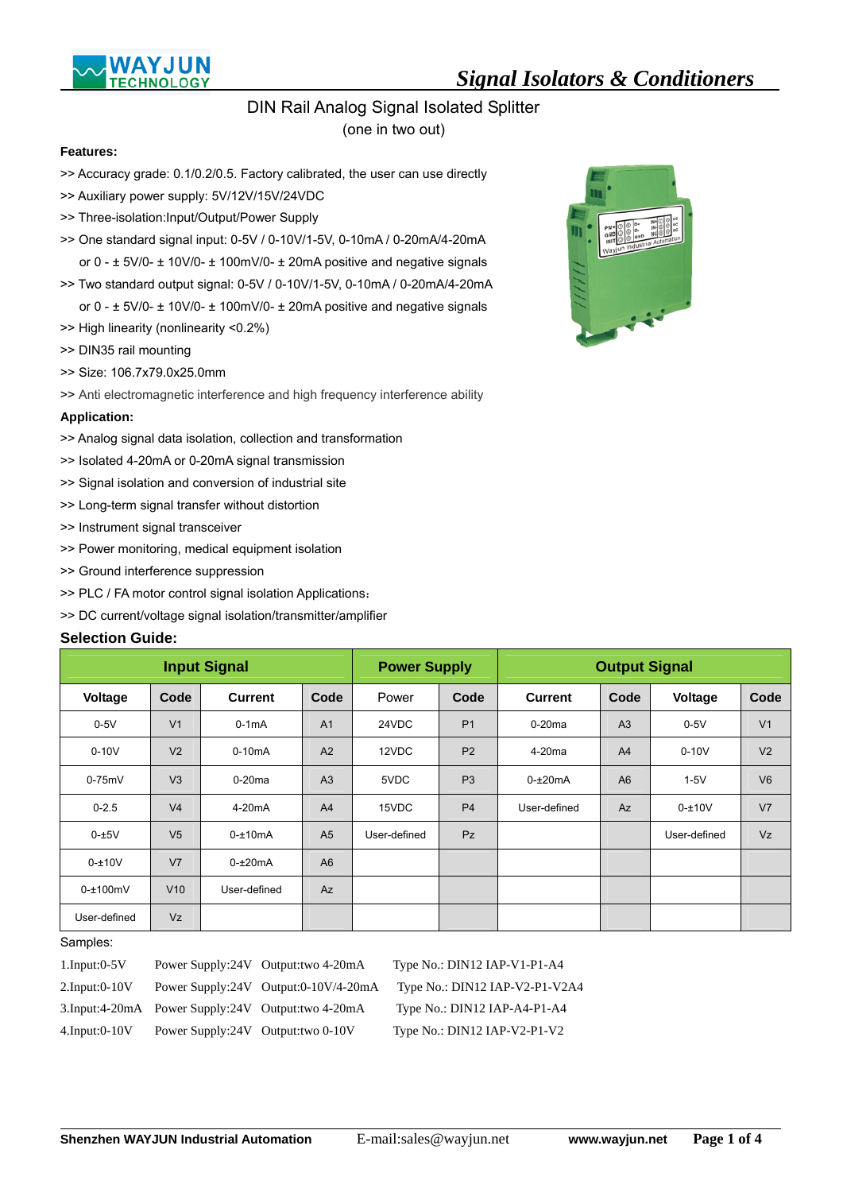# Signal Isolators & Conditioners

## DIN Rail Analog Signal Isolated Splitter

(one in two out)

**Features:**

>> Accuracy grade: 0.1/0.2/0.5. Factory calibrated, the user can use directly

>> Auxiliary power supply: 5V/12V/15V/24VDC

>> Three-isolation:Input/Output/Power Supply

>> One standard signal input: 0-5V / 0-10V/1-5V, 0-10mA / 0-20mA/4-20mA
or 0 - ± 5V/0- ± 10V/0- ± 100mV/0- ± 20mA positive and negative signals

>> Two standard output signal: 0-5V / 0-10V/1-5V, 0-10mA / 0-20mA/4-20mA
or 0 - ± 5V/0- ± 10V/0- ± 100mV/0- ± 20mA positive and negative signals

>> High linearity (nonlinearity <0.2%)

>> DIN35 rail mounting

>> Size: 106.7x79.0x25.0mm

>> Anti electromagnetic interference and high frequency interference ability

**Application:**

>> Analog signal data isolation, collection and transformation

>> Isolated 4-20mA or 0-20mA signal transmission

>> Signal isolation and conversion of industrial site

>> Long-term signal transfer without distortion

>> Instrument signal transceiver

>> Power monitoring, medical equipment isolation

>> Ground interference suppression

>> PLC / FA motor control signal isolation Applications：

>> DC current/voltage signal isolation/transmitter/amplifier

**Selection Guide:**

| Input Signal | | | | Power Supply | | Output Signal | | | |
|---|---|---|---|---|---|---|---|---|---|
| Voltage | Code | Current | Code | Power | Code | Current | Code | Voltage | Code |
| 0-5V | V1 | 0-1mA | A1 | 24VDC | P1 | 0-20ma | A3 | 0-5V | V1 |
| 0-10V | V2 | 0-10mA | A2 | 12VDC | P2 | 4-20ma | A4 | 0-10V | V2 |
| 0-75mV | V3 | 0-20ma | A3 | 5VDC | P3 | 0-±20mA | A6 | 1-5V | V6 |
| 0-2.5 | V4 | 4-20mA | A4 | 15VDC | P4 | User-defined | Az | 0-±10V | V7 |
| 0-±5V | V5 | 0-±10mA | A5 | User-defined | Pz | | | User-defined | Vz |
| 0-±10V | V7 | 0-±20mA | A6 | | | | | | |
| 0-±100mV | V10 | User-defined | Az | | | | | | |
| User-defined | Vz | | | | | | | | |

Samples:

| | | | |
|---|---|---|---|
| 1.Input:0-5V | Power Supply:24V | Output:two 4-20mA | Type No.: DIN12 IAP-V1-P1-A4 |
| 2.Input:0-10V | Power Supply:24V | Output:0-10V/4-20mA | Type No.: DIN12 IAP-V2-P1-V2A4 |
| 3.Input:4-20mA | Power Supply:24V | Output:two 4-20mA | Type No.: DIN12 IAP-A4-P1-A4 |
| 4.Input:0-10V | Power Supply:24V | Output:two 0-10V | Type No.: DIN12 IAP-V2-P1-V2 |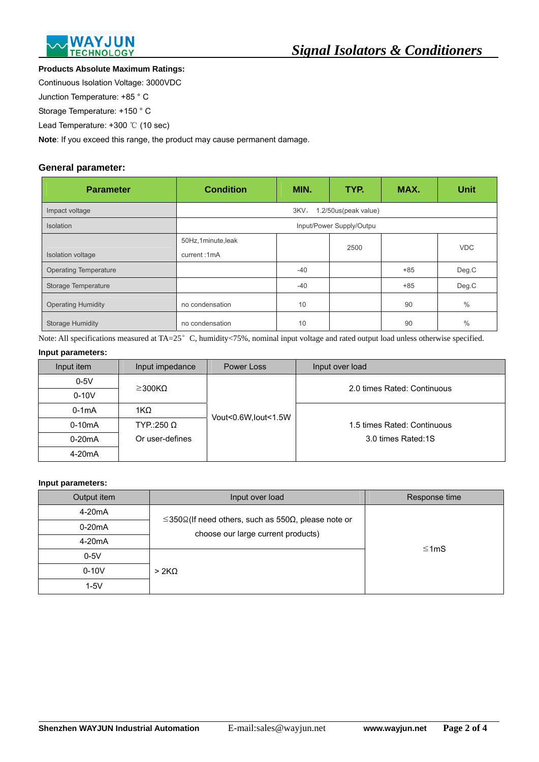**Products Absolute Maximum Ratings:**

Continuous Isolation Voltage: 3000VDC

Junction Temperature: +85 ° C

Storage Temperature: +150 ° C

Lead Temperature: +300 ℃ (10 sec)

**Note**: If you exceed this range, the product may cause permanent damage.

### General parameter:

| Parameter | Condition | MIN. | TYP. | MAX. | Unit |
|---|---|---|---|---|---|
| Impact voltage | 3KV， 1.2/50us(peak value) | | | | |
| Isolation | Input/Power Supply/Outpu | | | | |
| Isolation voltage | 50Hz,1minute,leak current :1mA | | 2500 | | VDC |
| Operating Temperature | | -40 | | +85 | Deg.C |
| Storage Temperature | | -40 | | +85 | Deg.C |
| Operating Humidity | no condensation | 10 | | 90 | % |
| Storage Humidity | no condensation | 10 | | 90 | % |

Note: All specifications measured at TA=25° C, humidity<75%, nominal input voltage and rated output load unless otherwise specified.

**Input parameters:**

| Input item | Input impedance | Power Loss | Input over load |
|---|---|---|---|
| 0-5V | ≥300KΩ | Vout<0.6W,Iout<1.5W | 2.0 times Rated: Continuous |
| 0-10V | | | |
| 0-1mA | 1KΩ | | 1.5 times Rated: Continuous<br>3.0 times Rated:1S |
| 0-10mA | TYP.:250 Ω<br>Or user-defines | | |
| 0-20mA | | | |
| 4-20mA | | | |

**Input parameters:**

| Output item | Input over load | Response time |
|---|---|---|
| 4-20mA | ≤350Ω(If need others, such as 550Ω, please note or choose our large current products) | ≤1mS |
| 0-20mA | | |
| 4-20mA | | |
| 0-5V | > 2KΩ | |
| 0-10V | | |
| 1-5V | | |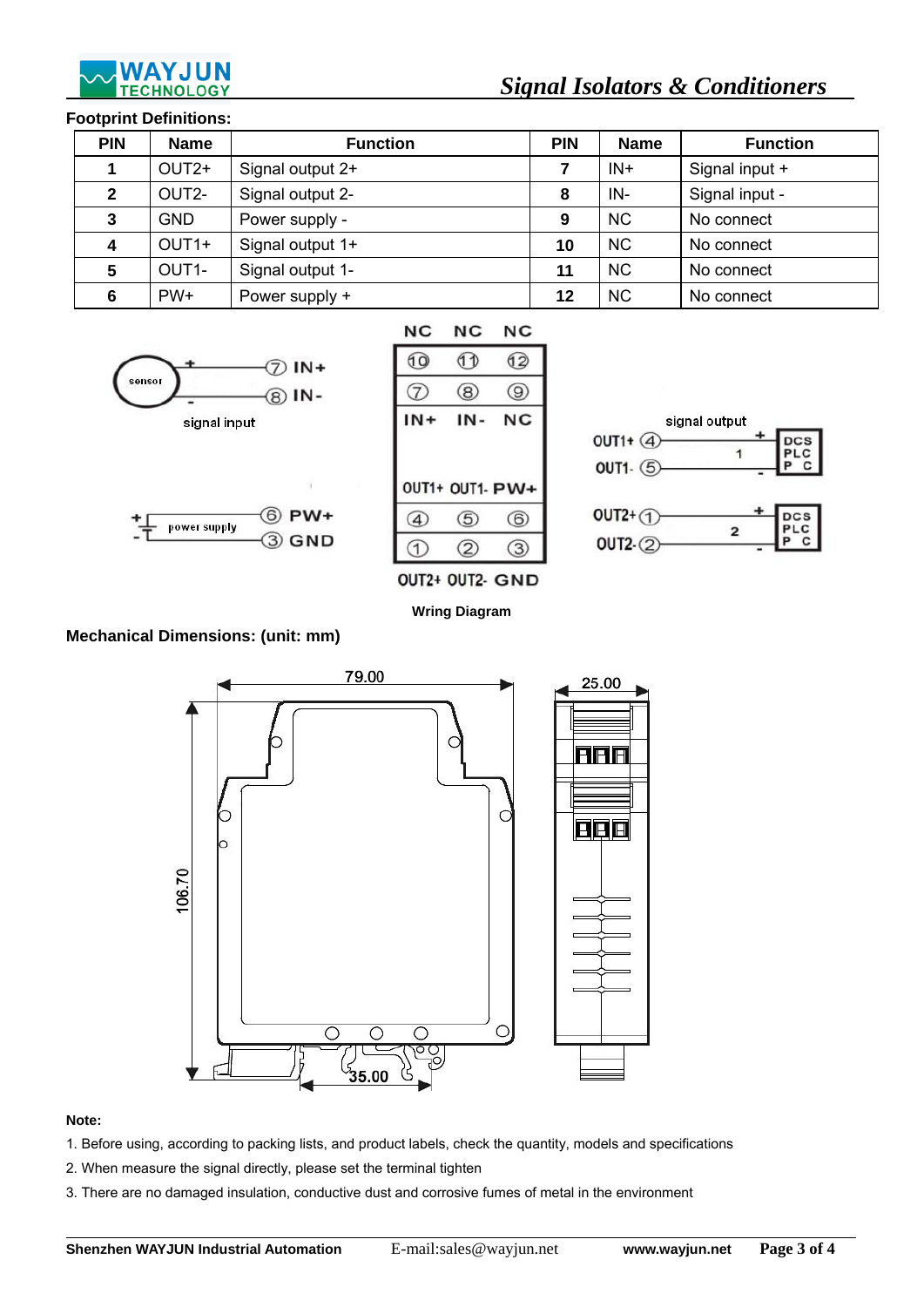**Footprint Definitions:**

| PIN | Name | Function | PIN | Name | Function |
|---|---|---|---|---|---|
| 1 | OUT2+ | Signal output 2+ | 7 | IN+ | Signal input + |
| 2 | OUT2- | Signal output 2- | 8 | IN- | Signal input - |
| 3 | GND | Power supply - | 9 | NC | No connect |
| 4 | OUT1+ | Signal output 1+ | 10 | NC | No connect |
| 5 | OUT1- | Signal output 1- | 11 | NC | No connect |
| 6 | PW+ | Power supply + | 12 | NC | No connect |

Wring Diagram

**Mechanical Dimensions: (unit: mm)**

**Note:**

1. Before using, according to packing lists, and product labels, check the quantity, models and specifications
2. When measure the signal directly, please set the terminal tighten
3. There are no damaged insulation, conductive dust and corrosive fumes of metal in the environment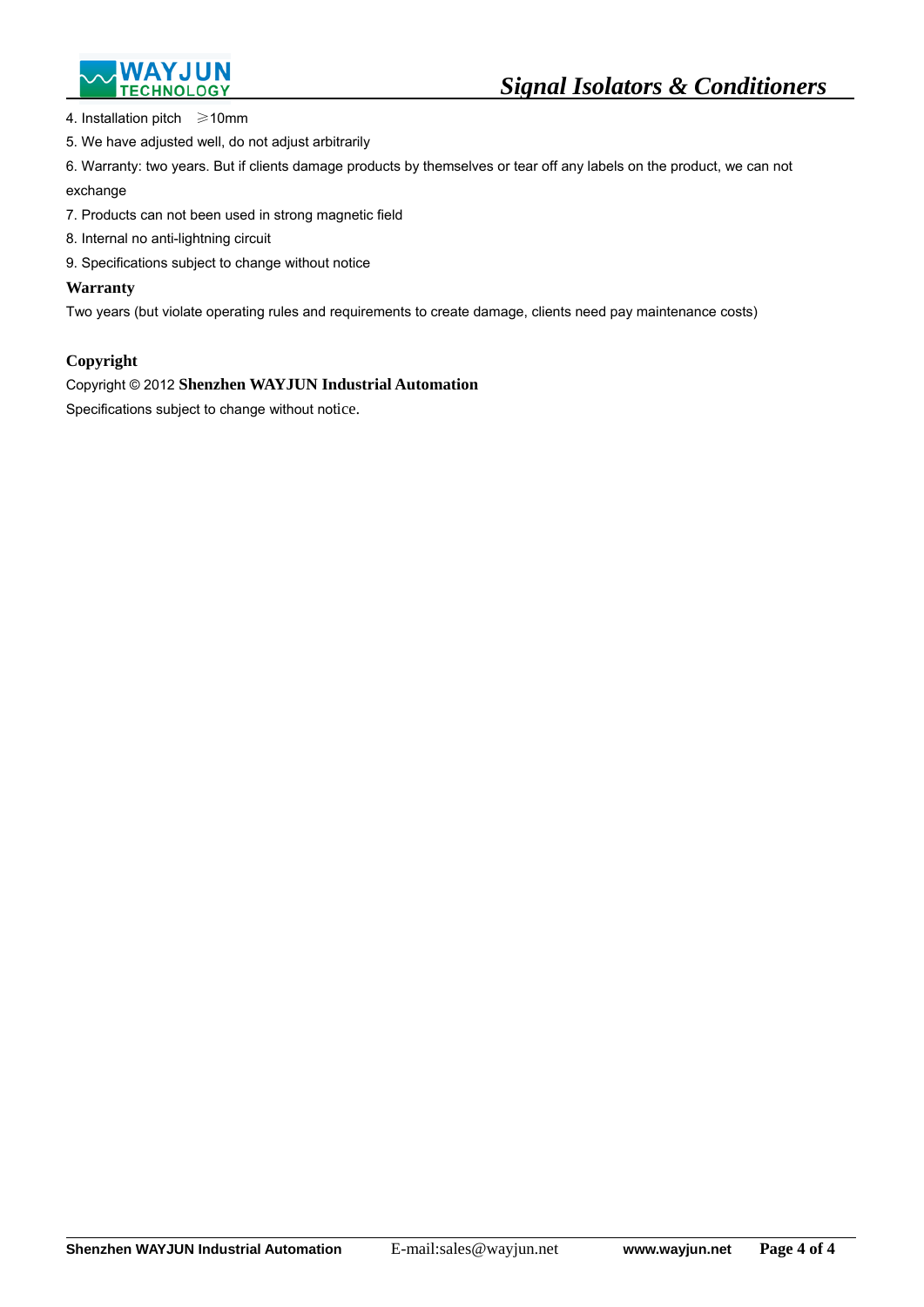4. Installation pitch ≥10mm

5. We have adjusted well, do not adjust arbitrarily

6. Warranty: two years. But if clients damage products by themselves or tear off any labels on the product, we can not exchange

7. Products can not been used in strong magnetic field

8. Internal no anti-lightning circuit

9. Specifications subject to change without notice

**Warranty**

Two years (but violate operating rules and requirements to create damage, clients need pay maintenance costs)

**Copyright**

Copyright © 2012 **Shenzhen WAYJUN Industrial Automation**

Specifications subject to change without notice.